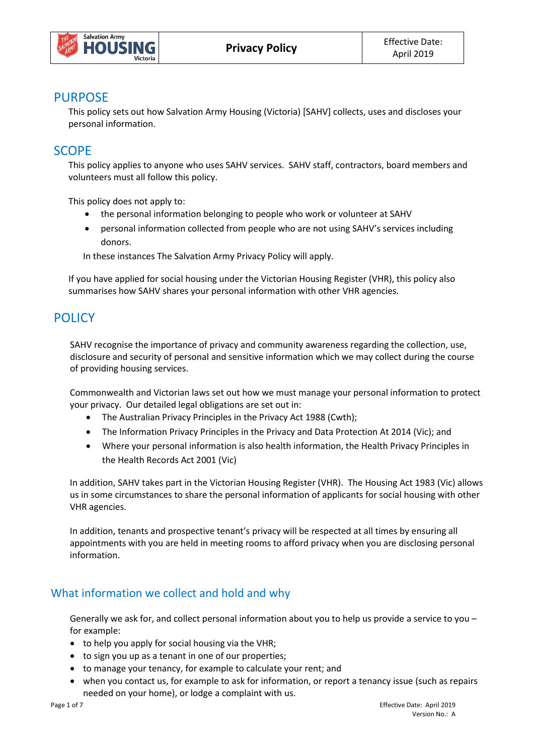| Salvation Army HOUSING Victoria | **Privacy Policy** | Effective Date: April 2019 |
|---|---|---|

## PURPOSE

This policy sets out how Salvation Army Housing (Victoria) [SAHV] collects, uses and discloses your personal information.

## SCOPE

This policy applies to anyone who uses SAHV services. SAHV staff, contractors, board members and volunteers must all follow this policy.

This policy does not apply to:

- the personal information belonging to people who work or volunteer at SAHV
- personal information collected from people who are not using SAHV's services including donors.

In these instances The Salvation Army Privacy Policy will apply.

If you have applied for social housing under the Victorian Housing Register (VHR), this policy also summarises how SAHV shares your personal information with other VHR agencies.

## POLICY

SAHV recognise the importance of privacy and community awareness regarding the collection, use, disclosure and security of personal and sensitive information which we may collect during the course of providing housing services.

Commonwealth and Victorian laws set out how we must manage your personal information to protect your privacy. Our detailed legal obligations are set out in:

- The Australian Privacy Principles in the Privacy Act 1988 (Cwth);
- The Information Privacy Principles in the Privacy and Data Protection At 2014 (Vic); and
- Where your personal information is also health information, the Health Privacy Principles in the Health Records Act 2001 (Vic)

In addition, SAHV takes part in the Victorian Housing Register (VHR). The Housing Act 1983 (Vic) allows us in some circumstances to share the personal information of applicants for social housing with other VHR agencies.

In addition, tenants and prospective tenant's privacy will be respected at all times by ensuring all appointments with you are held in meeting rooms to afford privacy when you are disclosing personal information.

### What information we collect and hold and why

Generally we ask for, and collect personal information about you to help us provide a service to you – for example:

- to help you apply for social housing via the VHR;
- to sign you up as a tenant in one of our properties;
- to manage your tenancy, for example to calculate your rent; and
- when you contact us, for example to ask for information, or report a tenancy issue (such as repairs needed on your home), or lodge a complaint with us.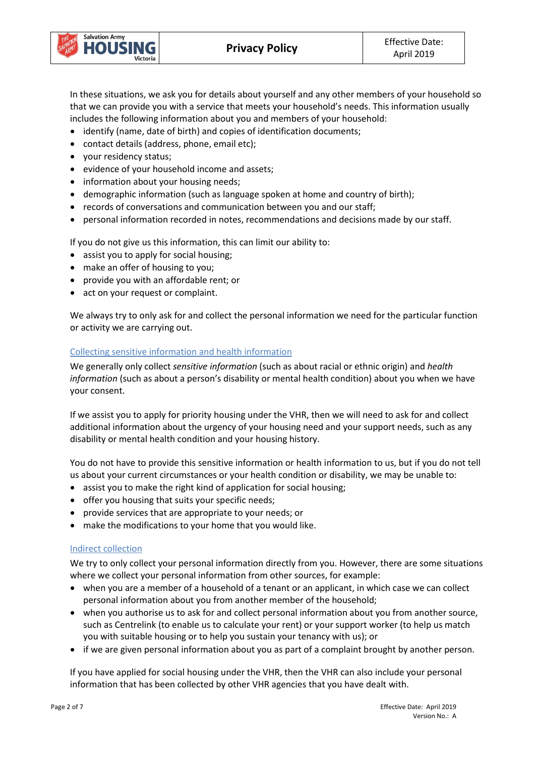In these situations, we ask you for details about yourself and any other members of your household so that we can provide you with a service that meets your household's needs. This information usually includes the following information about you and members of your household:

- identify (name, date of birth) and copies of identification documents;
- contact details (address, phone, email etc);
- your residency status;
- evidence of your household income and assets;
- information about your housing needs;
- demographic information (such as language spoken at home and country of birth);
- records of conversations and communication between you and our staff;
- personal information recorded in notes, recommendations and decisions made by our staff.

If you do not give us this information, this can limit our ability to:

- assist you to apply for social housing;
- make an offer of housing to you;
- provide you with an affordable rent; or
- act on your request or complaint.

We always try to only ask for and collect the personal information we need for the particular function or activity we are carrying out.

### Collecting sensitive information and health information

We generally only collect *sensitive information* (such as about racial or ethnic origin) and *health information* (such as about a person's disability or mental health condition) about you when we have your consent.

If we assist you to apply for priority housing under the VHR, then we will need to ask for and collect additional information about the urgency of your housing need and your support needs, such as any disability or mental health condition and your housing history.

You do not have to provide this sensitive information or health information to us, but if you do not tell us about your current circumstances or your health condition or disability, we may be unable to:

- assist you to make the right kind of application for social housing;
- offer you housing that suits your specific needs;
- provide services that are appropriate to your needs; or
- make the modifications to your home that you would like.

### Indirect collection

We try to only collect your personal information directly from you. However, there are some situations where we collect your personal information from other sources, for example:

- when you are a member of a household of a tenant or an applicant, in which case we can collect personal information about you from another member of the household;
- when you authorise us to ask for and collect personal information about you from another source, such as Centrelink (to enable us to calculate your rent) or your support worker (to help us match you with suitable housing or to help you sustain your tenancy with us); or
- if we are given personal information about you as part of a complaint brought by another person.

If you have applied for social housing under the VHR, then the VHR can also include your personal information that has been collected by other VHR agencies that you have dealt with.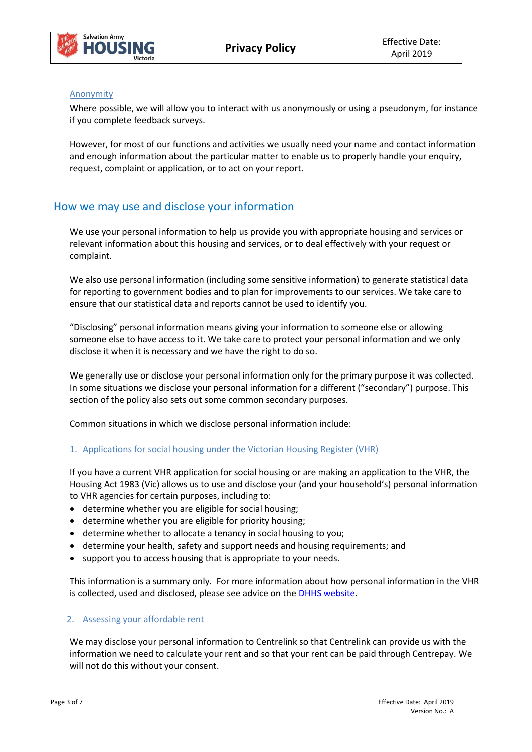### Anonymity

Where possible, we will allow you to interact with us anonymously or using a pseudonym, for instance if you complete feedback surveys.

However, for most of our functions and activities we usually need your name and contact information and enough information about the particular matter to enable us to properly handle your enquiry, request, complaint or application, or to act on your report.

## How we may use and disclose your information

We use your personal information to help us provide you with appropriate housing and services or relevant information about this housing and services, or to deal effectively with your request or complaint.

We also use personal information (including some sensitive information) to generate statistical data for reporting to government bodies and to plan for improvements to our services. We take care to ensure that our statistical data and reports cannot be used to identify you.

"Disclosing" personal information means giving your information to someone else or allowing someone else to have access to it. We take care to protect your personal information and we only disclose it when it is necessary and we have the right to do so.

We generally use or disclose your personal information only for the primary purpose it was collected. In some situations we disclose your personal information for a different ("secondary") purpose. This section of the policy also sets out some common secondary purposes.

Common situations in which we disclose personal information include:

### 1. Applications for social housing under the Victorian Housing Register (VHR)

If you have a current VHR application for social housing or are making an application to the VHR, the Housing Act 1983 (Vic) allows us to use and disclose your (and your household's) personal information to VHR agencies for certain purposes, including to:

- determine whether you are eligible for social housing;
- determine whether you are eligible for priority housing;
- determine whether to allocate a tenancy in social housing to you;
- determine your health, safety and support needs and housing requirements; and
- support you to access housing that is appropriate to your needs.

This information is a summary only. For more information about how personal information in the VHR is collected, used and disclosed, please see advice on the DHHS website.

### 2. Assessing your affordable rent

We may disclose your personal information to Centrelink so that Centrelink can provide us with the information we need to calculate your rent and so that your rent can be paid through Centrepay. We will not do this without your consent.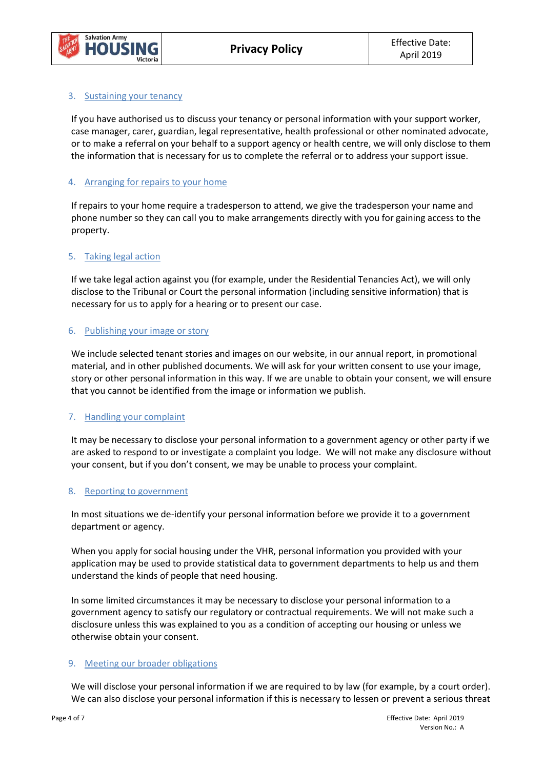### 3. Sustaining your tenancy

If you have authorised us to discuss your tenancy or personal information with your support worker, case manager, carer, guardian, legal representative, health professional or other nominated advocate, or to make a referral on your behalf to a support agency or health centre, we will only disclose to them the information that is necessary for us to complete the referral or to address your support issue.

### 4. Arranging for repairs to your home

If repairs to your home require a tradesperson to attend, we give the tradesperson your name and phone number so they can call you to make arrangements directly with you for gaining access to the property.

### 5. Taking legal action

If we take legal action against you (for example, under the Residential Tenancies Act), we will only disclose to the Tribunal or Court the personal information (including sensitive information) that is necessary for us to apply for a hearing or to present our case.

### 6. Publishing your image or story

We include selected tenant stories and images on our website, in our annual report, in promotional material, and in other published documents. We will ask for your written consent to use your image, story or other personal information in this way. If we are unable to obtain your consent, we will ensure that you cannot be identified from the image or information we publish.

### 7. Handling your complaint

It may be necessary to disclose your personal information to a government agency or other party if we are asked to respond to or investigate a complaint you lodge. We will not make any disclosure without your consent, but if you don't consent, we may be unable to process your complaint.

### 8. Reporting to government

In most situations we de-identify your personal information before we provide it to a government department or agency.

When you apply for social housing under the VHR, personal information you provided with your application may be used to provide statistical data to government departments to help us and them understand the kinds of people that need housing.

In some limited circumstances it may be necessary to disclose your personal information to a government agency to satisfy our regulatory or contractual requirements. We will not make such a disclosure unless this was explained to you as a condition of accepting our housing or unless we otherwise obtain your consent.

### 9. Meeting our broader obligations

We will disclose your personal information if we are required to by law (for example, by a court order). We can also disclose your personal information if this is necessary to lessen or prevent a serious threat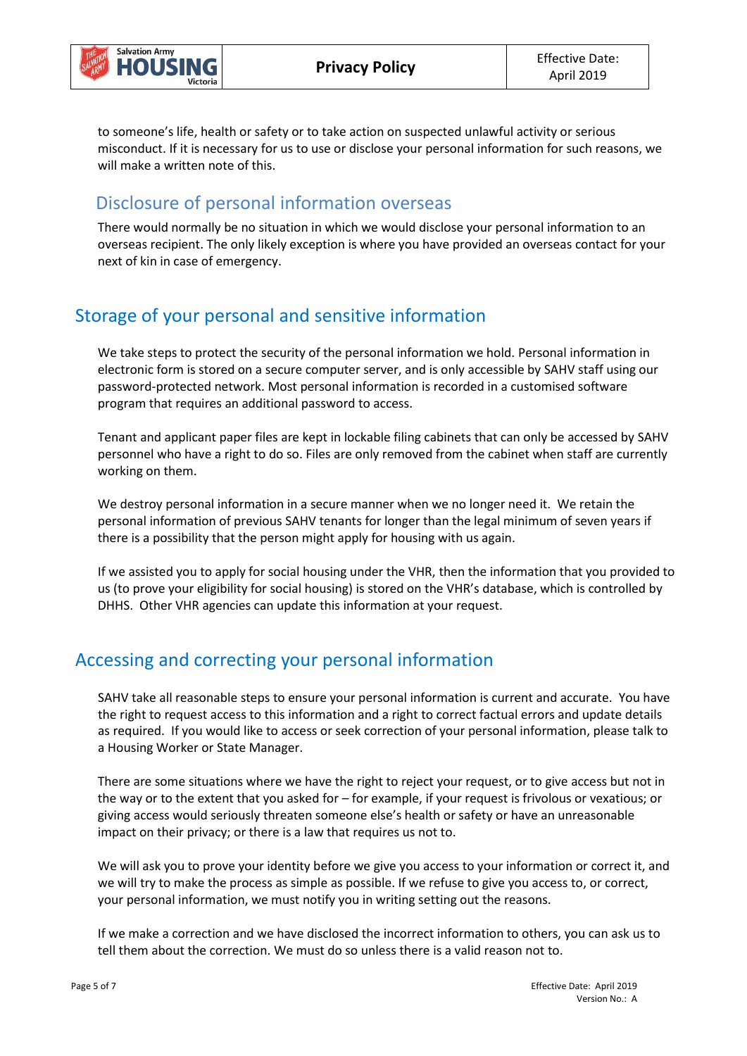to someone's life, health or safety or to take action on suspected unlawful activity or serious misconduct. If it is necessary for us to use or disclose your personal information for such reasons, we will make a written note of this.

### Disclosure of personal information overseas

There would normally be no situation in which we would disclose your personal information to an overseas recipient. The only likely exception is where you have provided an overseas contact for your next of kin in case of emergency.

## Storage of your personal and sensitive information

We take steps to protect the security of the personal information we hold. Personal information in electronic form is stored on a secure computer server, and is only accessible by SAHV staff using our password-protected network. Most personal information is recorded in a customised software program that requires an additional password to access.

Tenant and applicant paper files are kept in lockable filing cabinets that can only be accessed by SAHV personnel who have a right to do so. Files are only removed from the cabinet when staff are currently working on them.

We destroy personal information in a secure manner when we no longer need it. We retain the personal information of previous SAHV tenants for longer than the legal minimum of seven years if there is a possibility that the person might apply for housing with us again.

If we assisted you to apply for social housing under the VHR, then the information that you provided to us (to prove your eligibility for social housing) is stored on the VHR's database, which is controlled by DHHS. Other VHR agencies can update this information at your request.

## Accessing and correcting your personal information

SAHV take all reasonable steps to ensure your personal information is current and accurate. You have the right to request access to this information and a right to correct factual errors and update details as required. If you would like to access or seek correction of your personal information, please talk to a Housing Worker or State Manager.

There are some situations where we have the right to reject your request, or to give access but not in the way or to the extent that you asked for – for example, if your request is frivolous or vexatious; or giving access would seriously threaten someone else's health or safety or have an unreasonable impact on their privacy; or there is a law that requires us not to.

We will ask you to prove your identity before we give you access to your information or correct it, and we will try to make the process as simple as possible. If we refuse to give you access to, or correct, your personal information, we must notify you in writing setting out the reasons.

If we make a correction and we have disclosed the incorrect information to others, you can ask us to tell them about the correction. We must do so unless there is a valid reason not to.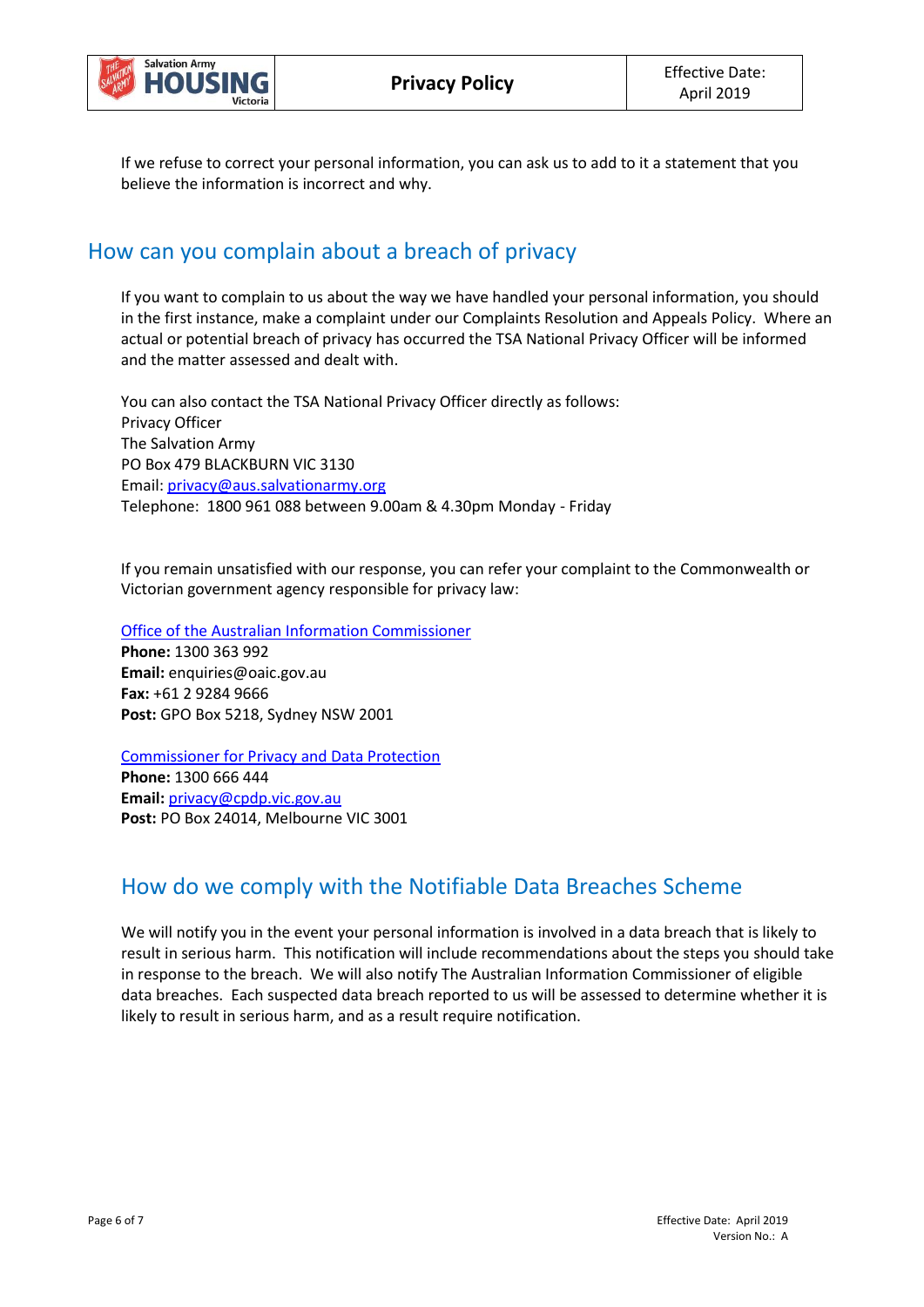If we refuse to correct your personal information, you can ask us to add to it a statement that you believe the information is incorrect and why.

## How can you complain about a breach of privacy

If you want to complain to us about the way we have handled your personal information, you should in the first instance, make a complaint under our Complaints Resolution and Appeals Policy. Where an actual or potential breach of privacy has occurred the TSA National Privacy Officer will be informed and the matter assessed and dealt with.

You can also contact the TSA National Privacy Officer directly as follows:
Privacy Officer
The Salvation Army
PO Box 479 BLACKBURN VIC 3130
Email: privacy@aus.salvationarmy.org
Telephone: 1800 961 088 between 9.00am & 4.30pm Monday - Friday

If you remain unsatisfied with our response, you can refer your complaint to the Commonwealth or Victorian government agency responsible for privacy law:

Office of the Australian Information Commissioner
**Phone:** 1300 363 992
**Email:** enquiries@oaic.gov.au
**Fax:** +61 2 9284 9666
**Post:** GPO Box 5218, Sydney NSW 2001

Commissioner for Privacy and Data Protection
**Phone:** 1300 666 444
**Email:** privacy@cpdp.vic.gov.au
**Post:** PO Box 24014, Melbourne VIC 3001

## How do we comply with the Notifiable Data Breaches Scheme

We will notify you in the event your personal information is involved in a data breach that is likely to result in serious harm. This notification will include recommendations about the steps you should take in response to the breach. We will also notify The Australian Information Commissioner of eligible data breaches. Each suspected data breach reported to us will be assessed to determine whether it is likely to result in serious harm, and as a result require notification.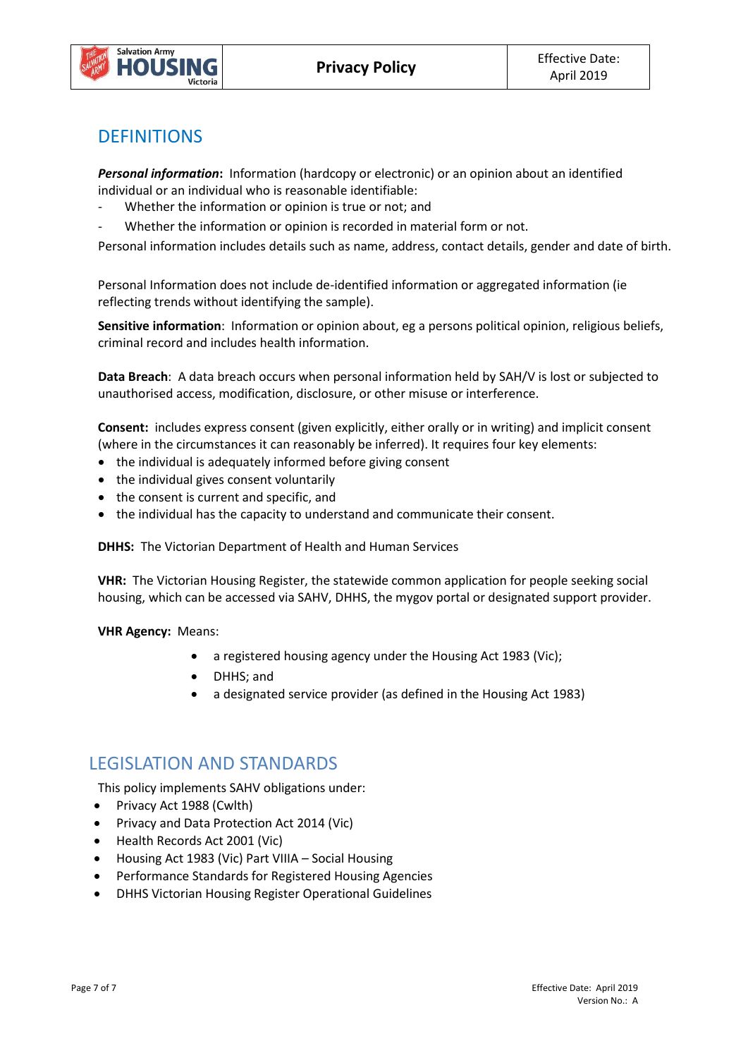## DEFINITIONS

***Personal information*:** Information (hardcopy or electronic) or an opinion about an identified individual or an individual who is reasonable identifiable:

- Whether the information or opinion is true or not; and
- Whether the information or opinion is recorded in material form or not.

Personal information includes details such as name, address, contact details, gender and date of birth.

Personal Information does not include de-identified information or aggregated information (ie reflecting trends without identifying the sample).

**Sensitive information**: Information or opinion about, eg a persons political opinion, religious beliefs, criminal record and includes health information.

**Data Breach**: A data breach occurs when personal information held by SAH/V is lost or subjected to unauthorised access, modification, disclosure, or other misuse or interference.

**Consent:** includes express consent (given explicitly, either orally or in writing) and implicit consent (where in the circumstances it can reasonably be inferred). It requires four key elements:

- the individual is adequately informed before giving consent
- the individual gives consent voluntarily
- the consent is current and specific, and
- the individual has the capacity to understand and communicate their consent.

**DHHS:** The Victorian Department of Health and Human Services

**VHR:** The Victorian Housing Register, the statewide common application for people seeking social housing, which can be accessed via SAHV, DHHS, the mygov portal or designated support provider.

**VHR Agency:** Means:

- a registered housing agency under the Housing Act 1983 (Vic);
- DHHS; and
- a designated service provider (as defined in the Housing Act 1983)

## LEGISLATION AND STANDARDS

This policy implements SAHV obligations under:

- Privacy Act 1988 (Cwlth)
- Privacy and Data Protection Act 2014 (Vic)
- Health Records Act 2001 (Vic)
- Housing Act 1983 (Vic) Part VIIIA – Social Housing
- Performance Standards for Registered Housing Agencies
- DHHS Victorian Housing Register Operational Guidelines